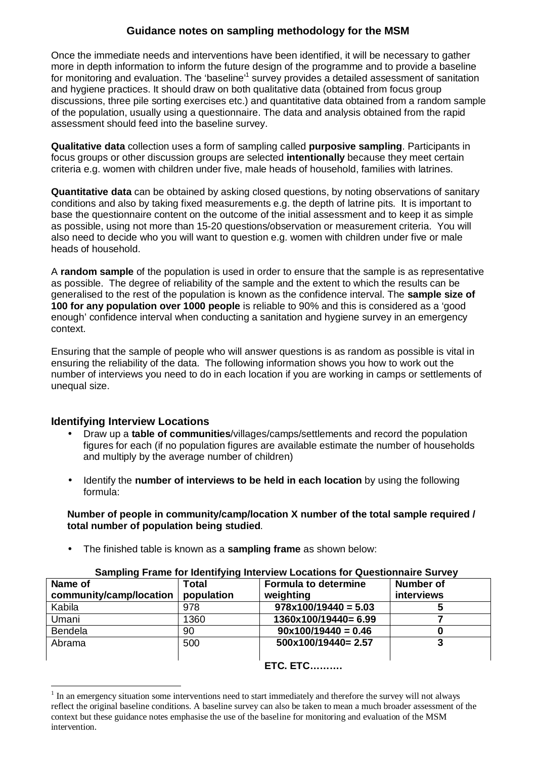# Guidance notes on sampling methodology for the MSM

Once the immediate needs and interventions have been identified, it will be necessary to gather more in depth information to inform the future design of the programme and to provide a baseline for monitoring and evaluation. The 'baseline'[1] survey provides a detailed assessment of sanitation and hygiene practices. It should draw on both qualitative data (obtained from focus group discussions, three pile sorting exercises etc.) and quantitative data obtained from a random sample of the population, usually using a questionnaire. The data and analysis obtained from the rapid assessment should feed into the baseline survey.

**Qualitative data** collection uses a form of sampling called **purposive sampling**. Participants in focus groups or other discussion groups are selected **intentionally** because they meet certain criteria e.g. women with children under five, male heads of household, families with latrines.

**Quantitative data** can be obtained by asking closed questions, by noting observations of sanitary conditions and also by taking fixed measurements e.g. the depth of latrine pits. It is important to base the questionnaire content on the outcome of the initial assessment and to keep it as simple as possible, using not more than 15-20 questions/observation or measurement criteria. You will also need to decide who you will want to question e.g. women with children under five or male heads of household.

A **random sample** of the population is used in order to ensure that the sample is as representative as possible. The degree of reliability of the sample and the extent to which the results can be generalised to the rest of the population is known as the confidence interval. The **sample size of 100 for any population over 1000 people** is reliable to 90% and this is considered as a 'good enough' confidence interval when conducting a sanitation and hygiene survey in an emergency context.

Ensuring that the sample of people who will answer questions is as random as possible is vital in ensuring the reliability of the data. The following information shows you how to work out the number of interviews you need to do in each location if you are working in camps or settlements of unequal size.

## Identifying Interview Locations

- Draw up a **table of communities**/villages/camps/settlements and record the population figures for each (if no population figures are available estimate the number of households and multiply by the average number of children)
- Identify the **number of interviews to be held in each location** by using the following formula:

  **Number of people in community/camp/location X number of the total sample required / total number of population being studied**.

- The finished table is known as a **sampling frame** as shown below:

**Sampling Frame for Identifying Interview Locations for Questionnaire Survey**

| Name of community/camp/location | Total population | Formula to determine weighting | Number of interviews |
|---|---|---|---|
| Kabila | 978 | **978x100/19440 = 5.03** | **5** |
| Umani | 1360 | **1360x100/19440= 6.99** | **7** |
| Bendela | 90 | **90x100/19440 = 0.46** | **0** |
| Abrama | 500 | **500x100/19440= 2.57** | **3** |

**ETC. ETC……….**

[1] In an emergency situation some interventions need to start immediately and therefore the survey will not always reflect the original baseline conditions. A baseline survey can also be taken to mean a much broader assessment of the context but these guidance notes emphasise the use of the baseline for monitoring and evaluation of the MSM intervention.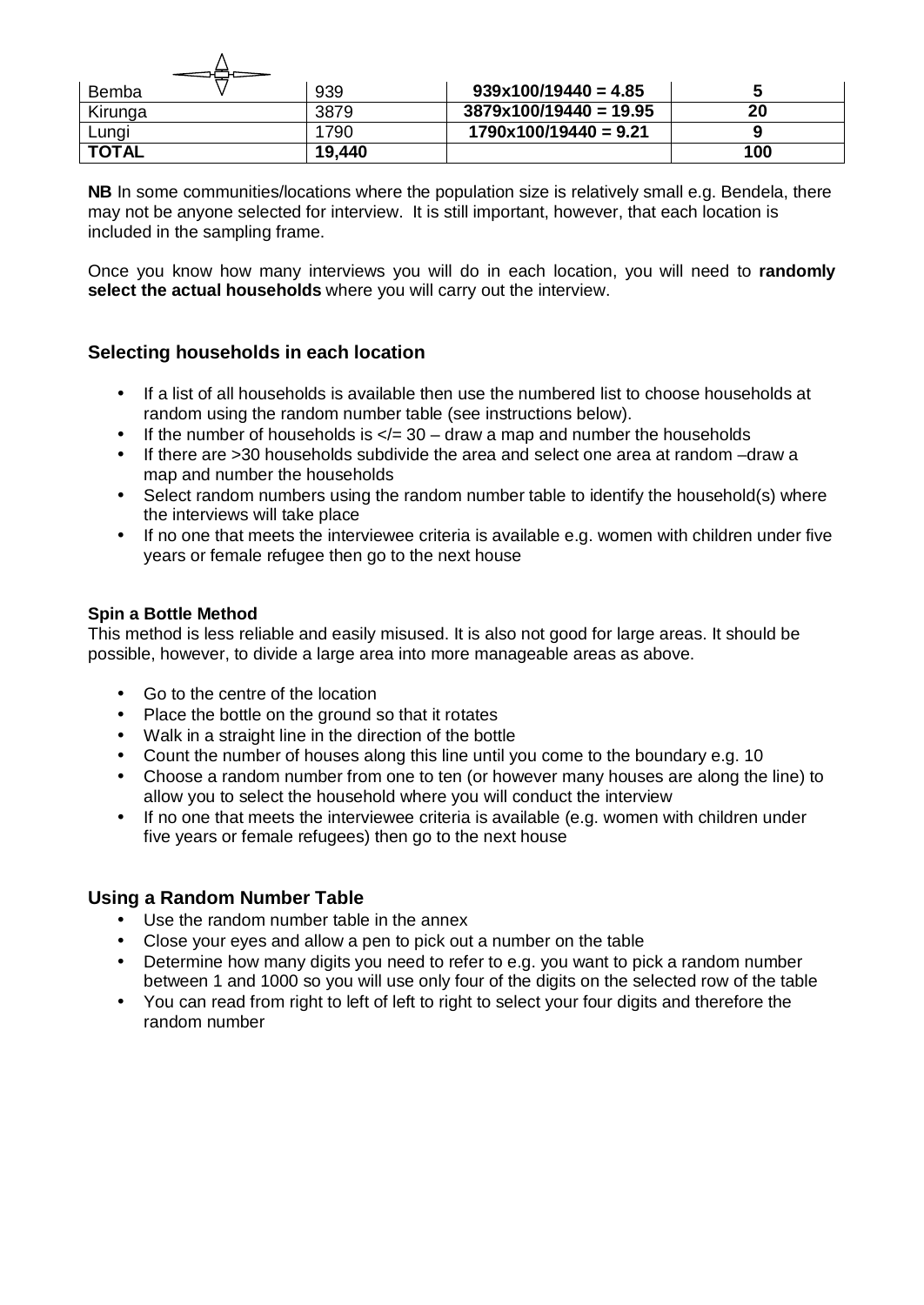| Bemba | 939 | **939x100/19440 = 4.85** | **5** |
|---|---|---|---|
| Kirunga | 3879 | **3879x100/19440 = 19.95** | **20** |
| Lungi | 1790 | **1790x100/19440 = 9.21** | **9** |
| **TOTAL** | **19,440** | | **100** |

**NB** In some communities/locations where the population size is relatively small e.g. Bendela, there may not be anyone selected for interview. It is still important, however, that each location is included in the sampling frame.

Once you know how many interviews you will do in each location, you will need to **randomly select the actual households** where you will carry out the interview.

### Selecting households in each location

- If a list of all households is available then use the numbered list to choose households at random using the random number table (see instructions below).
- If the number of households is </= 30 – draw a map and number the households
- If there are >30 households subdivide the area and select one area at random –draw a map and number the households
- Select random numbers using the random number table to identify the household(s) where the interviews will take place
- If no one that meets the interviewee criteria is available e.g. women with children under five years or female refugee then go to the next house

#### Spin a Bottle Method

This method is less reliable and easily misused. It is also not good for large areas. It should be possible, however, to divide a large area into more manageable areas as above.

- Go to the centre of the location
- Place the bottle on the ground so that it rotates
- Walk in a straight line in the direction of the bottle
- Count the number of houses along this line until you come to the boundary e.g. 10
- Choose a random number from one to ten (or however many houses are along the line) to allow you to select the household where you will conduct the interview
- If no one that meets the interviewee criteria is available (e.g. women with children under five years or female refugees) then go to the next house

### Using a Random Number Table

- Use the random number table in the annex
- Close your eyes and allow a pen to pick out a number on the table
- Determine how many digits you need to refer to e.g. you want to pick a random number between 1 and 1000 so you will use only four of the digits on the selected row of the table
- You can read from right to left of left to right to select your four digits and therefore the random number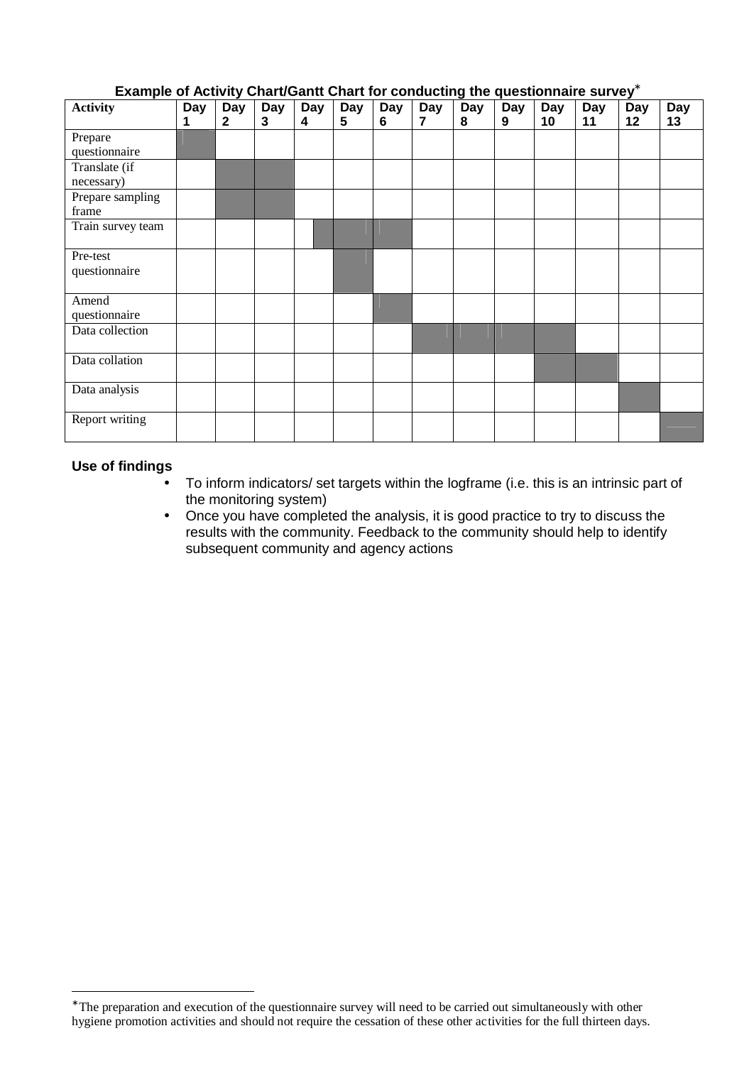**Example of Activity Chart/Gantt Chart for conducting the questionnaire survey**[*]

| Activity | Day 1 | Day 2 | Day 3 | Day 4 | Day 5 | Day 6 | Day 7 | Day 8 | Day 9 | Day 10 | Day 11 | Day 12 | Day 13 |
|---|---|---|---|---|---|---|---|---|---|---|---|---|---|
| Prepare questionnaire | ■ | | | | | | | | | | | | |
| Translate (if necessary) | | ■ | ■ | | | | | | | | | | |
| Prepare sampling frame | | ■ | ■ | | | | | | | | | | |
| Train survey team | | | | ■ | ■ | ■ | | | | | | | |
| Pre-test questionnaire | | | | | ■ | | | | | | | | |
| Amend questionnaire | | | | | | ■ | | | | | | | |
| Data collection | | | | | | | ■ | ■ | ■ | ■ | | | |
| Data collation | | | | | | | | | | ■ | ■ | | |
| Data analysis | | | | | | | | | | | | ■ | |
| Report writing | | | | | | | | | | | | | ■ |

**Use of findings**

- To inform indicators/ set targets within the logframe (i.e. this is an intrinsic part of the monitoring system)
- Once you have completed the analysis, it is good practice to try to discuss the results with the community. Feedback to the community should help to identify subsequent community and agency actions

[*] The preparation and execution of the questionnaire survey will need to be carried out simultaneously with other hygiene promotion activities and should not require the cessation of these other activities for the full thirteen days.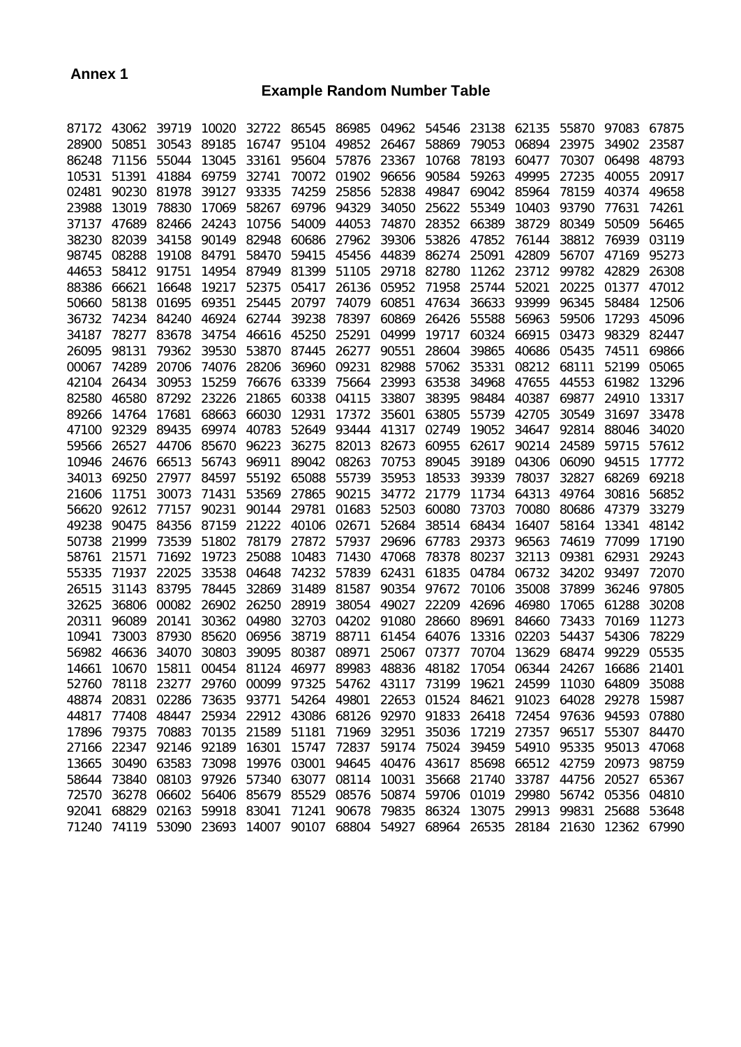**Annex 1**

## Example Random Number Table

| | | | | | | | | | | | | | |
|---|---|---|---|---|---|---|---|---|---|---|---|---|---|
| 87172 | 43062 | 39719 | 10020 | 32722 | 86545 | 86985 | 04962 | 54546 | 23138 | 62135 | 55870 | 97083 | 67875 |
| 28900 | 50851 | 30543 | 89185 | 16747 | 95104 | 49852 | 26467 | 58869 | 79053 | 06894 | 23975 | 34902 | 23587 |
| 86248 | 71156 | 55044 | 13045 | 33161 | 95604 | 57876 | 23367 | 10768 | 78193 | 60477 | 70307 | 06498 | 48793 |
| 10531 | 51391 | 41884 | 69759 | 32741 | 70072 | 01902 | 96656 | 90584 | 59263 | 49995 | 27235 | 40055 | 20917 |
| 02481 | 90230 | 81978 | 39127 | 93335 | 74259 | 25856 | 52838 | 49847 | 69042 | 85964 | 78159 | 40374 | 49658 |
| 23988 | 13019 | 78830 | 17069 | 58267 | 69796 | 94329 | 34050 | 25622 | 55349 | 10403 | 93790 | 77631 | 74261 |
| 37137 | 47689 | 82466 | 24243 | 10756 | 54009 | 44053 | 74870 | 28352 | 66389 | 38729 | 80349 | 50509 | 56465 |
| 38230 | 82039 | 34158 | 90149 | 82948 | 60686 | 27962 | 39306 | 53826 | 47852 | 76144 | 38812 | 76939 | 03119 |
| 98745 | 08288 | 19108 | 84791 | 58470 | 59415 | 45456 | 44839 | 86274 | 25091 | 42809 | 56707 | 47169 | 95273 |
| 44653 | 58412 | 91751 | 14954 | 87949 | 81399 | 51105 | 29718 | 82780 | 11262 | 23712 | 99782 | 42829 | 26308 |
| 88386 | 66621 | 16648 | 19217 | 52375 | 05417 | 26136 | 05952 | 71958 | 25744 | 52021 | 20225 | 01377 | 47012 |
| 50660 | 58138 | 01695 | 69351 | 25445 | 20797 | 74079 | 60851 | 47634 | 36633 | 93999 | 96345 | 58484 | 12506 |
| 36732 | 74234 | 84240 | 46924 | 62744 | 39238 | 78397 | 60869 | 26426 | 55588 | 56963 | 59506 | 17293 | 45096 |
| 34187 | 78277 | 83678 | 34754 | 46616 | 45250 | 25291 | 04999 | 19717 | 60324 | 66915 | 03473 | 98329 | 82447 |
| 26095 | 98131 | 79362 | 39530 | 53870 | 87445 | 26277 | 90551 | 28604 | 39865 | 40686 | 05435 | 74511 | 69866 |
| 00067 | 74289 | 20706 | 74076 | 28206 | 36960 | 09231 | 82988 | 57062 | 35331 | 08212 | 68111 | 52199 | 05065 |
| 42104 | 26434 | 30953 | 15259 | 76676 | 63339 | 75664 | 23993 | 63538 | 34968 | 47655 | 44553 | 61982 | 13296 |
| 82580 | 46580 | 87292 | 23226 | 21865 | 60338 | 04115 | 33807 | 38395 | 98484 | 40387 | 69877 | 24910 | 13317 |
| 89266 | 14764 | 17681 | 68663 | 66030 | 12931 | 17372 | 35601 | 63805 | 55739 | 42705 | 30549 | 31697 | 33478 |
| 47100 | 92329 | 89435 | 69974 | 40783 | 52649 | 93444 | 41317 | 02749 | 19052 | 34647 | 92814 | 88046 | 34020 |
| 59566 | 26527 | 44706 | 85670 | 96223 | 36275 | 82013 | 82673 | 60955 | 62617 | 90214 | 24589 | 59715 | 57612 |
| 10946 | 24676 | 66513 | 56743 | 96911 | 89042 | 08263 | 70753 | 89045 | 39189 | 04306 | 06090 | 94515 | 17772 |
| 34013 | 69250 | 27977 | 84597 | 55192 | 65088 | 55739 | 35953 | 18533 | 39339 | 78037 | 32827 | 68269 | 69218 |
| 21606 | 11751 | 30073 | 71431 | 53569 | 27865 | 90215 | 34772 | 21779 | 11734 | 64313 | 49764 | 30816 | 56852 |
| 56620 | 92612 | 77157 | 90231 | 90144 | 29781 | 01683 | 52503 | 60080 | 73703 | 70080 | 80686 | 47379 | 33279 |
| 49238 | 90475 | 84356 | 87159 | 21222 | 40106 | 02671 | 52684 | 38514 | 68434 | 16407 | 58164 | 13341 | 48142 |
| 50738 | 21999 | 73539 | 51802 | 78179 | 27872 | 57937 | 29696 | 67783 | 29373 | 96563 | 74619 | 77099 | 17190 |
| 58761 | 21571 | 71692 | 19723 | 25088 | 10483 | 71430 | 47068 | 78378 | 80237 | 32113 | 09381 | 62931 | 29243 |
| 55335 | 71937 | 22025 | 33538 | 04648 | 74232 | 57839 | 62431 | 61835 | 04784 | 06732 | 34202 | 93497 | 72070 |
| 26515 | 31143 | 83795 | 78445 | 32869 | 31489 | 81587 | 90354 | 97672 | 70106 | 35008 | 37899 | 36246 | 97805 |
| 32625 | 36806 | 00082 | 26902 | 26250 | 28919 | 38054 | 49027 | 22209 | 42696 | 46980 | 17065 | 61288 | 30208 |
| 20311 | 96089 | 20141 | 30362 | 04980 | 32703 | 04202 | 91080 | 28660 | 89691 | 84660 | 73433 | 70169 | 11273 |
| 10941 | 73003 | 87930 | 85620 | 06956 | 38719 | 88711 | 61454 | 64076 | 13316 | 02203 | 54437 | 54306 | 78229 |
| 56982 | 46636 | 34070 | 30803 | 39095 | 80387 | 08971 | 25067 | 07377 | 70704 | 13629 | 68474 | 99229 | 05535 |
| 14661 | 10670 | 15811 | 00454 | 81124 | 46977 | 89983 | 48836 | 48182 | 17054 | 06344 | 24267 | 16686 | 21401 |
| 52760 | 78118 | 23277 | 29760 | 00099 | 97325 | 54762 | 43117 | 73199 | 19621 | 24599 | 11030 | 64809 | 35088 |
| 48874 | 20831 | 02286 | 73635 | 93771 | 54264 | 49801 | 22653 | 01524 | 84621 | 91023 | 64028 | 29278 | 15987 |
| 44817 | 77408 | 48447 | 25934 | 22912 | 43086 | 68126 | 92970 | 91833 | 26418 | 72454 | 97636 | 94593 | 07880 |
| 17896 | 79375 | 70883 | 70135 | 21589 | 51181 | 71969 | 32951 | 35036 | 17219 | 27357 | 96517 | 55307 | 84470 |
| 27166 | 22347 | 92146 | 92189 | 16301 | 15747 | 72837 | 59174 | 75024 | 39459 | 54910 | 95335 | 95013 | 47068 |
| 13665 | 30490 | 63583 | 73098 | 19976 | 03001 | 94645 | 40476 | 43617 | 85698 | 66512 | 42759 | 20973 | 98759 |
| 58644 | 73840 | 08103 | 97926 | 57340 | 63077 | 08114 | 10031 | 35668 | 21740 | 33787 | 44756 | 20527 | 65367 |
| 72570 | 36278 | 06602 | 56406 | 85679 | 85529 | 08576 | 50874 | 59706 | 01019 | 29980 | 56742 | 05356 | 04810 |
| 92041 | 68829 | 02163 | 59918 | 83041 | 71241 | 90678 | 79835 | 86324 | 13075 | 29913 | 99831 | 25688 | 53648 |
| 71240 | 74119 | 53090 | 23693 | 14007 | 90107 | 68804 | 54927 | 68964 | 26535 | 28184 | 21630 | 12362 | 67990 |